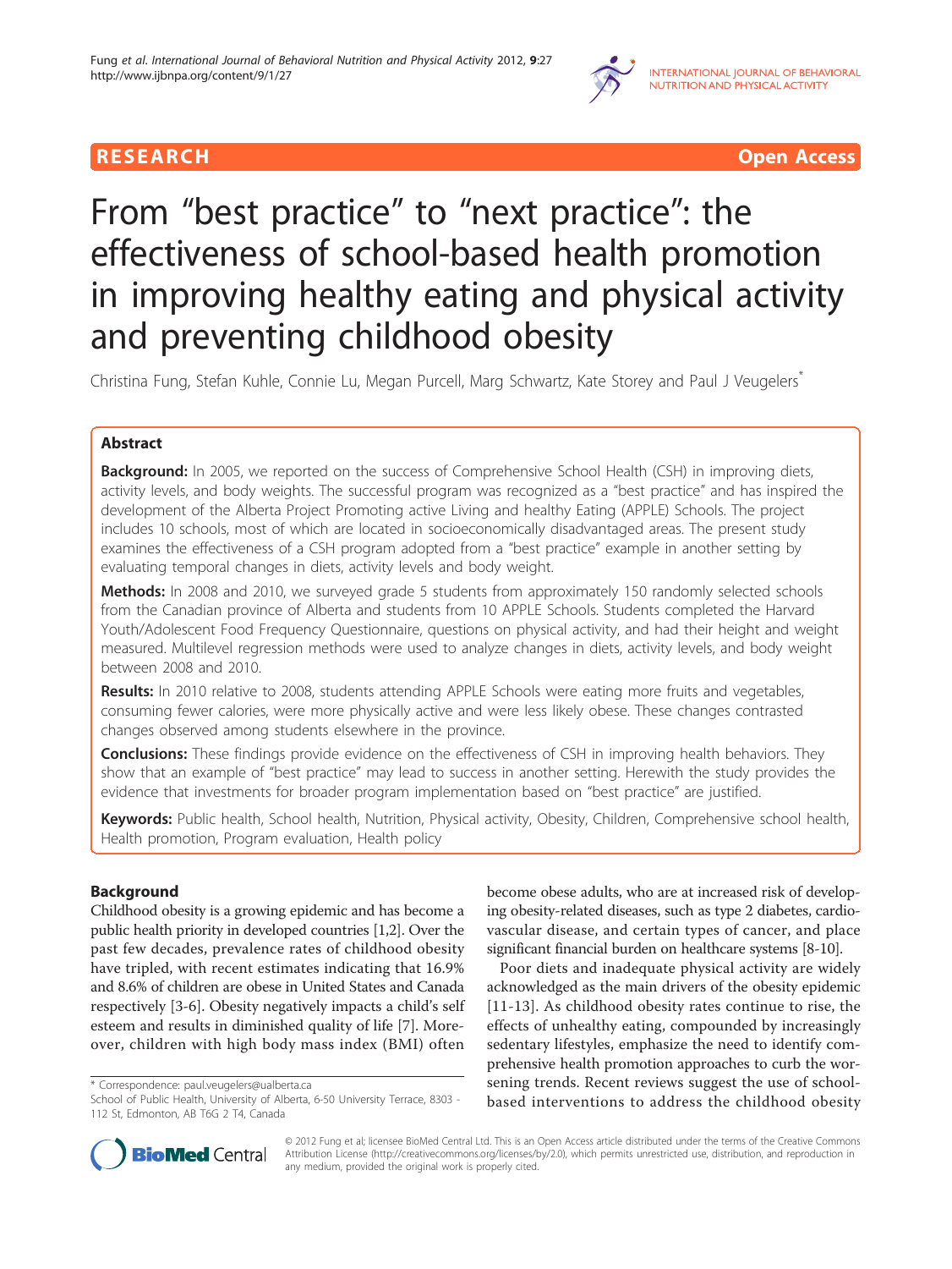RESEARCH Open Access

# From "best practice" to "next practice": the effectiveness of school-based health promotion in improving healthy eating and physical activity and preventing childhood obesity

Christina Fung, Stefan Kuhle, Connie Lu, Megan Purcell, Marg Schwartz, Kate Storey and Paul J Veugelers*

## Abstract

**Background:** In 2005, we reported on the success of Comprehensive School Health (CSH) in improving diets, activity levels, and body weights. The successful program was recognized as a "best practice" and has inspired the development of the Alberta Project Promoting active Living and healthy Eating (APPLE) Schools. The project includes 10 schools, most of which are located in socioeconomically disadvantaged areas. The present study examines the effectiveness of a CSH program adopted from a "best practice" example in another setting by evaluating temporal changes in diets, activity levels and body weight.

**Methods:** In 2008 and 2010, we surveyed grade 5 students from approximately 150 randomly selected schools from the Canadian province of Alberta and students from 10 APPLE Schools. Students completed the Harvard Youth/Adolescent Food Frequency Questionnaire, questions on physical activity, and had their height and weight measured. Multilevel regression methods were used to analyze changes in diets, activity levels, and body weight between 2008 and 2010.

**Results:** In 2010 relative to 2008, students attending APPLE Schools were eating more fruits and vegetables, consuming fewer calories, were more physically active and were less likely obese. These changes contrasted changes observed among students elsewhere in the province.

**Conclusions:** These findings provide evidence on the effectiveness of CSH in improving health behaviors. They show that an example of "best practice" may lead to success in another setting. Herewith the study provides the evidence that investments for broader program implementation based on "best practice" are justified.

**Keywords:** Public health, School health, Nutrition, Physical activity, Obesity, Children, Comprehensive school health, Health promotion, Program evaluation, Health policy

## Background

Childhood obesity is a growing epidemic and has become a public health priority in developed countries [1,2]. Over the past few decades, prevalence rates of childhood obesity have tripled, with recent estimates indicating that 16.9% and 8.6% of children are obese in United States and Canada respectively [3-6]. Obesity negatively impacts a child's self esteem and results in diminished quality of life [7]. Moreover, children with high body mass index (BMI) often become obese adults, who are at increased risk of developing obesity-related diseases, such as type 2 diabetes, cardiovascular disease, and certain types of cancer, and place significant financial burden on healthcare systems [8-10].

Poor diets and inadequate physical activity are widely acknowledged as the main drivers of the obesity epidemic [11-13]. As childhood obesity rates continue to rise, the effects of unhealthy eating, compounded by increasingly sedentary lifestyles, emphasize the need to identify comprehensive health promotion approaches to curb the worsening trends. Recent reviews suggest the use of school-based interventions to address the childhood obesity

* Correspondence: paul.veugelers@ualberta.ca

School of Public Health, University of Alberta, 6-50 University Terrace, 8303 - 112 St, Edmonton, AB T6G 2 T4, Canada

© 2012 Fung et al; licensee BioMed Central Ltd. This is an Open Access article distributed under the terms of the Creative Commons Attribution License (http://creativecommons.org/licenses/by/2.0), which permits unrestricted use, distribution, and reproduction in any medium, provided the original work is properly cited.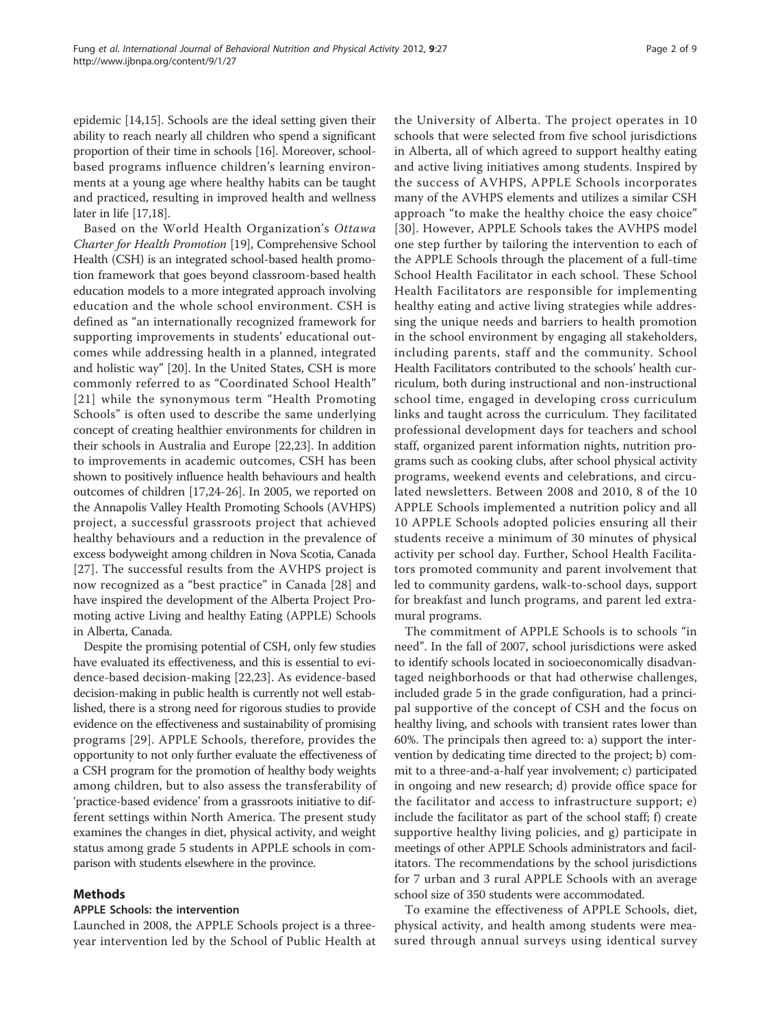epidemic [14,15]. Schools are the ideal setting given their ability to reach nearly all children who spend a significant proportion of their time in schools [16]. Moreover, school-based programs influence children's learning environments at a young age where healthy habits can be taught and practiced, resulting in improved health and wellness later in life [17,18].

Based on the World Health Organization's *Ottawa Charter for Health Promotion* [19], Comprehensive School Health (CSH) is an integrated school-based health promotion framework that goes beyond classroom-based health education models to a more integrated approach involving education and the whole school environment. CSH is defined as "an internationally recognized framework for supporting improvements in students' educational outcomes while addressing health in a planned, integrated and holistic way" [20]. In the United States, CSH is more commonly referred to as "Coordinated School Health" [21] while the synonymous term "Health Promoting Schools" is often used to describe the same underlying concept of creating healthier environments for children in their schools in Australia and Europe [22,23]. In addition to improvements in academic outcomes, CSH has been shown to positively influence health behaviours and health outcomes of children [17,24-26]. In 2005, we reported on the Annapolis Valley Health Promoting Schools (AVHPS) project, a successful grassroots project that achieved healthy behaviours and a reduction in the prevalence of excess bodyweight among children in Nova Scotia, Canada [27]. The successful results from the AVHPS project is now recognized as a "best practice" in Canada [28] and have inspired the development of the Alberta Project Promoting active Living and healthy Eating (APPLE) Schools in Alberta, Canada.

Despite the promising potential of CSH, only few studies have evaluated its effectiveness, and this is essential to evidence-based decision-making [22,23]. As evidence-based decision-making in public health is currently not well established, there is a strong need for rigorous studies to provide evidence on the effectiveness and sustainability of promising programs [29]. APPLE Schools, therefore, provides the opportunity to not only further evaluate the effectiveness of a CSH program for the promotion of healthy body weights among children, but to also assess the transferability of 'practice-based evidence' from a grassroots initiative to different settings within North America. The present study examines the changes in diet, physical activity, and weight status among grade 5 students in APPLE schools in comparison with students elsewhere in the province.

## Methods

### APPLE Schools: the intervention

Launched in 2008, the APPLE Schools project is a three-year intervention led by the School of Public Health at the University of Alberta. The project operates in 10 schools that were selected from five school jurisdictions in Alberta, all of which agreed to support healthy eating and active living initiatives among students. Inspired by the success of AVHPS, APPLE Schools incorporates many of the AVHPS elements and utilizes a similar CSH approach "to make the healthy choice the easy choice" [30]. However, APPLE Schools takes the AVHPS model one step further by tailoring the intervention to each of the APPLE Schools through the placement of a full-time School Health Facilitator in each school. These School Health Facilitators are responsible for implementing healthy eating and active living strategies while addressing the unique needs and barriers to health promotion in the school environment by engaging all stakeholders, including parents, staff and the community. School Health Facilitators contributed to the schools' health curriculum, both during instructional and non-instructional school time, engaged in developing cross curriculum links and taught across the curriculum. They facilitated professional development days for teachers and school staff, organized parent information nights, nutrition programs such as cooking clubs, after school physical activity programs, weekend events and celebrations, and circulated newsletters. Between 2008 and 2010, 8 of the 10 APPLE Schools implemented a nutrition policy and all 10 APPLE Schools adopted policies ensuring all their students receive a minimum of 30 minutes of physical activity per school day. Further, School Health Facilitators promoted community and parent involvement that led to community gardens, walk-to-school days, support for breakfast and lunch programs, and parent led extramural programs.

The commitment of APPLE Schools is to schools "in need". In the fall of 2007, school jurisdictions were asked to identify schools located in socioeconomically disadvantaged neighborhoods or that had otherwise challenges, included grade 5 in the grade configuration, had a principal supportive of the concept of CSH and the focus on healthy living, and schools with transient rates lower than 60%. The principals then agreed to: a) support the intervention by dedicating time directed to the project; b) commit to a three-and-a-half year involvement; c) participated in ongoing and new research; d) provide office space for the facilitator and access to infrastructure support; e) include the facilitator as part of the school staff; f) create supportive healthy living policies, and g) participate in meetings of other APPLE Schools administrators and facilitators. The recommendations by the school jurisdictions for 7 urban and 3 rural APPLE Schools with an average school size of 350 students were accommodated.

To examine the effectiveness of APPLE Schools, diet, physical activity, and health among students were measured through annual surveys using identical survey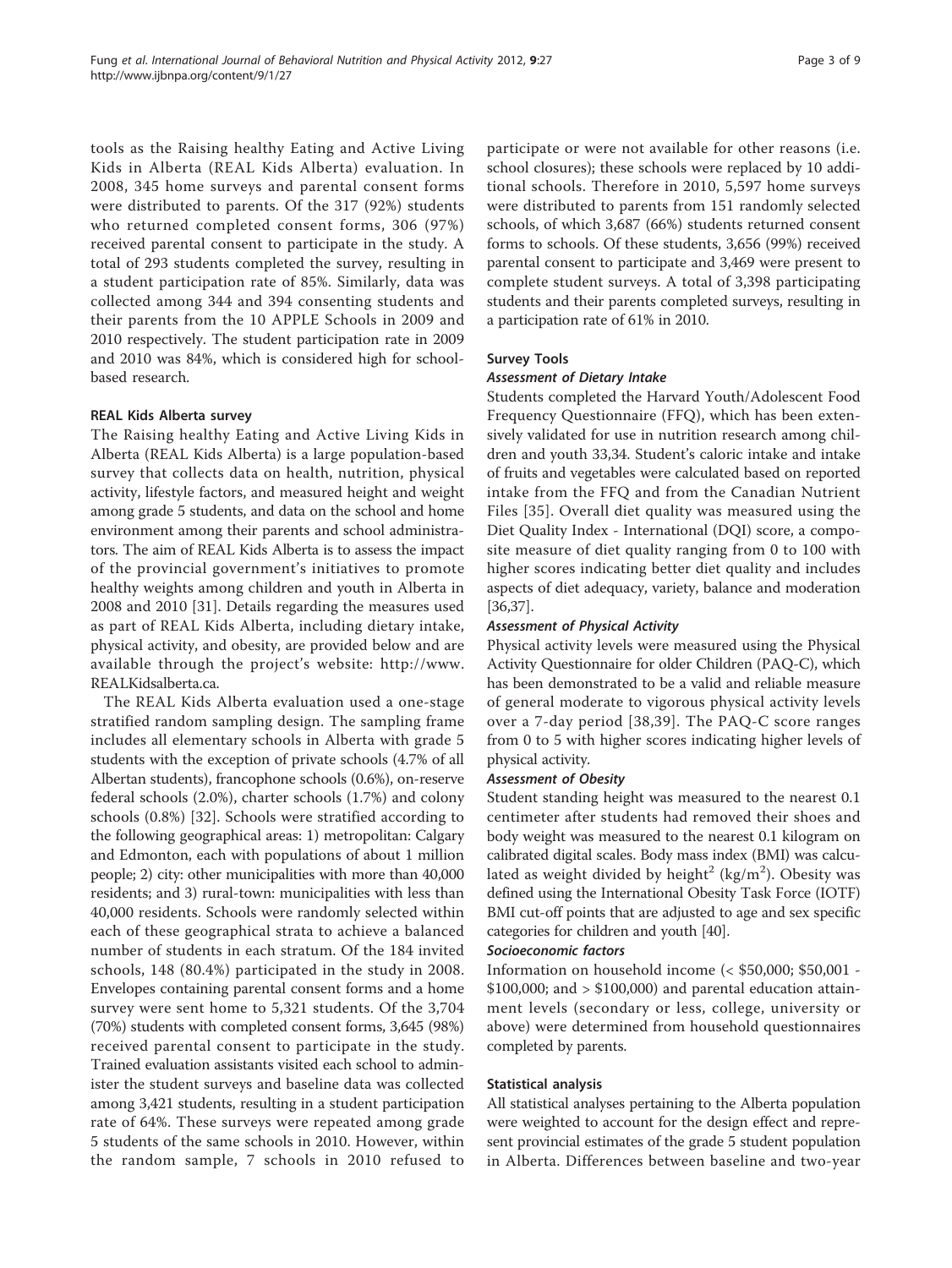tools as the Raising healthy Eating and Active Living Kids in Alberta (REAL Kids Alberta) evaluation. In 2008, 345 home surveys and parental consent forms were distributed to parents. Of the 317 (92%) students who returned completed consent forms, 306 (97%) received parental consent to participate in the study. A total of 293 students completed the survey, resulting in a student participation rate of 85%. Similarly, data was collected among 344 and 394 consenting students and their parents from the 10 APPLE Schools in 2009 and 2010 respectively. The student participation rate in 2009 and 2010 was 84%, which is considered high for school-based research.

### REAL Kids Alberta survey

The Raising healthy Eating and Active Living Kids in Alberta (REAL Kids Alberta) is a large population-based survey that collects data on health, nutrition, physical activity, lifestyle factors, and measured height and weight among grade 5 students, and data on the school and home environment among their parents and school administrators. The aim of REAL Kids Alberta is to assess the impact of the provincial government's initiatives to promote healthy weights among children and youth in Alberta in 2008 and 2010 [31]. Details regarding the measures used as part of REAL Kids Alberta, including dietary intake, physical activity, and obesity, are provided below and are available through the project's website: http://www.REALKidsalberta.ca.

The REAL Kids Alberta evaluation used a one-stage stratified random sampling design. The sampling frame includes all elementary schools in Alberta with grade 5 students with the exception of private schools (4.7% of all Albertan students), francophone schools (0.6%), on-reserve federal schools (2.0%), charter schools (1.7%) and colony schools (0.8%) [32]. Schools were stratified according to the following geographical areas: 1) metropolitan: Calgary and Edmonton, each with populations of about 1 million people; 2) city: other municipalities with more than 40,000 residents; and 3) rural-town: municipalities with less than 40,000 residents. Schools were randomly selected within each of these geographical strata to achieve a balanced number of students in each stratum. Of the 184 invited schools, 148 (80.4%) participated in the study in 2008. Envelopes containing parental consent forms and a home survey were sent home to 5,321 students. Of the 3,704 (70%) students with completed consent forms, 3,645 (98%) received parental consent to participate in the study. Trained evaluation assistants visited each school to administer the student surveys and baseline data was collected among 3,421 students, resulting in a student participation rate of 64%. These surveys were repeated among grade 5 students of the same schools in 2010. However, within the random sample, 7 schools in 2010 refused to participate or were not available for other reasons (i.e. school closures); these schools were replaced by 10 additional schools. Therefore in 2010, 5,597 home surveys were distributed to parents from 151 randomly selected schools, of which 3,687 (66%) students returned consent forms to schools. Of these students, 3,656 (99%) received parental consent to participate and 3,469 were present to complete student surveys. A total of 3,398 participating students and their parents completed surveys, resulting in a participation rate of 61% in 2010.

### Survey Tools

#### *Assessment of Dietary Intake*

Students completed the Harvard Youth/Adolescent Food Frequency Questionnaire (FFQ), which has been extensively validated for use in nutrition research among children and youth 33,34. Student's caloric intake and intake of fruits and vegetables were calculated based on reported intake from the FFQ and from the Canadian Nutrient Files [35]. Overall diet quality was measured using the Diet Quality Index - International (DQI) score, a composite measure of diet quality ranging from 0 to 100 with higher scores indicating better diet quality and includes aspects of diet adequacy, variety, balance and moderation [36,37].

#### *Assessment of Physical Activity*

Physical activity levels were measured using the Physical Activity Questionnaire for older Children (PAQ-C), which has been demonstrated to be a valid and reliable measure of general moderate to vigorous physical activity levels over a 7-day period [38,39]. The PAQ-C score ranges from 0 to 5 with higher scores indicating higher levels of physical activity.

#### *Assessment of Obesity*

Student standing height was measured to the nearest 0.1 centimeter after students had removed their shoes and body weight was measured to the nearest 0.1 kilogram on calibrated digital scales. Body mass index (BMI) was calculated as weight divided by height$^2$ (kg/m$^2$). Obesity was defined using the International Obesity Task Force (IOTF) BMI cut-off points that are adjusted to age and sex specific categories for children and youth [40].

#### *Socioeconomic factors*

Information on household income (< $50,000; $50,001 - $100,000; and > $100,000) and parental education attainment levels (secondary or less, college, university or above) were determined from household questionnaires completed by parents.

### Statistical analysis

All statistical analyses pertaining to the Alberta population were weighted to account for the design effect and represent provincial estimates of the grade 5 student population in Alberta. Differences between baseline and two-year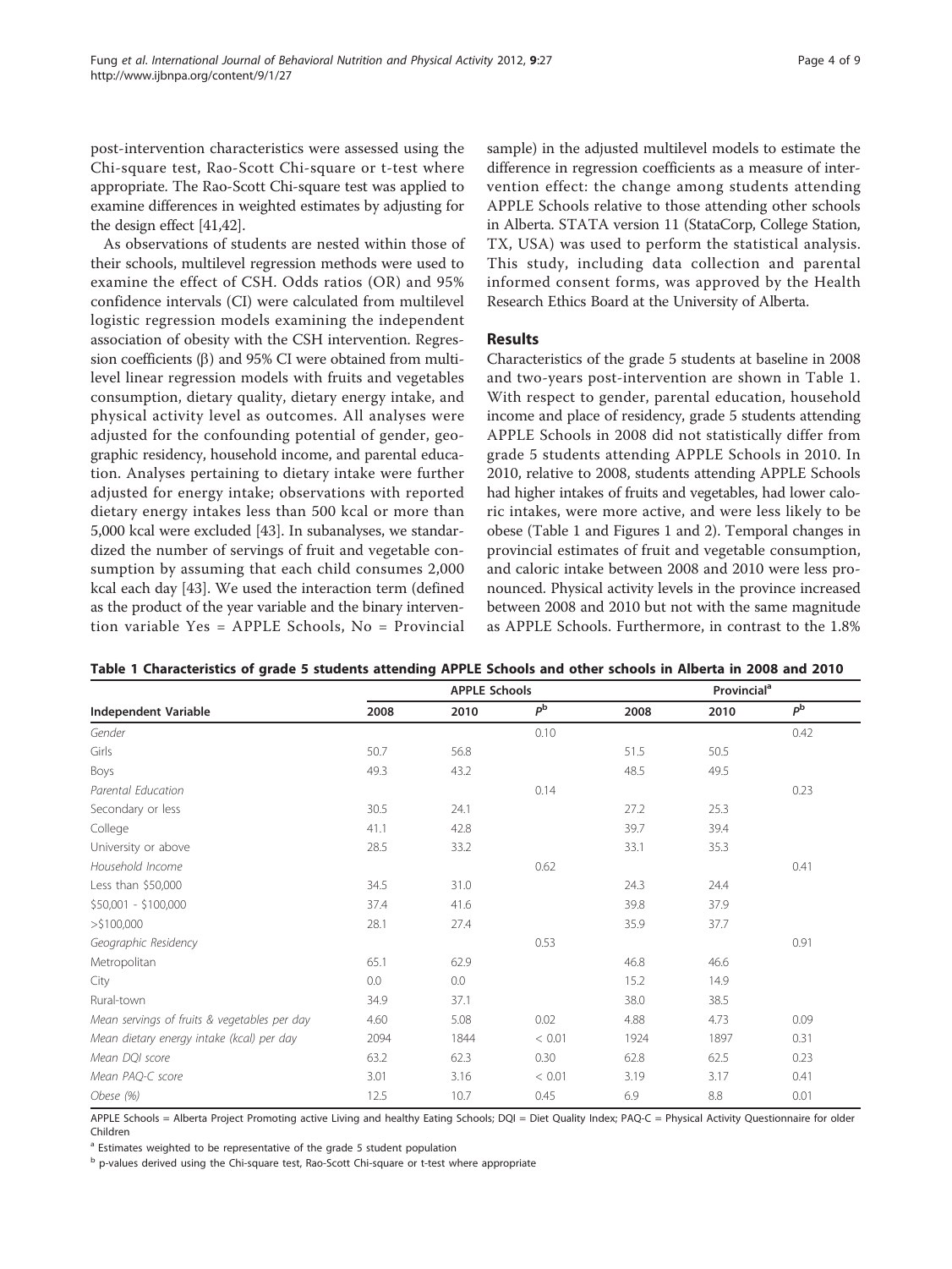post-intervention characteristics were assessed using the Chi-square test, Rao-Scott Chi-square or t-test where appropriate. The Rao-Scott Chi-square test was applied to examine differences in weighted estimates by adjusting for the design effect [41,42].

As observations of students are nested within those of their schools, multilevel regression methods were used to examine the effect of CSH. Odds ratios (OR) and 95% confidence intervals (CI) were calculated from multilevel logistic regression models examining the independent association of obesity with the CSH intervention. Regression coefficients (β) and 95% CI were obtained from multilevel linear regression models with fruits and vegetables consumption, dietary quality, dietary energy intake, and physical activity level as outcomes. All analyses were adjusted for the confounding potential of gender, geographic residency, household income, and parental education. Analyses pertaining to dietary intake were further adjusted for energy intake; observations with reported dietary energy intakes less than 500 kcal or more than 5,000 kcal were excluded [43]. In subanalyses, we standardized the number of servings of fruit and vegetable consumption by assuming that each child consumes 2,000 kcal each day [43]. We used the interaction term (defined as the product of the year variable and the binary intervention variable Yes = APPLE Schools, No = Provincial sample) in the adjusted multilevel models to estimate the difference in regression coefficients as a measure of intervention effect: the change among students attending APPLE Schools relative to those attending other schools in Alberta. STATA version 11 (StataCorp, College Station, TX, USA) was used to perform the statistical analysis. This study, including data collection and parental informed consent forms, was approved by the Health Research Ethics Board at the University of Alberta.

## Results

Characteristics of the grade 5 students at baseline in 2008 and two-years post-intervention are shown in Table 1. With respect to gender, parental education, household income and place of residency, grade 5 students attending APPLE Schools in 2008 did not statistically differ from grade 5 students attending APPLE Schools in 2010. In 2010, relative to 2008, students attending APPLE Schools had higher intakes of fruits and vegetables, had lower caloric intakes, were more active, and were less likely to be obese (Table 1 and Figures 1 and 2). Temporal changes in provincial estimates of fruit and vegetable consumption, and caloric intake between 2008 and 2010 were less pronounced. Physical activity levels in the province increased between 2008 and 2010 but not with the same magnitude as APPLE Schools. Furthermore, in contrast to the 1.8%

**Table 1 Characteristics of grade 5 students attending APPLE Schools and other schools in Alberta in 2008 and 2010**

| | APPLE Schools | | | Provincial[a] | | |
|---|---|---|---|---|---|---|
| **Independent Variable** | 2008 | 2010 | $P^b$ | 2008 | 2010 | $P^b$ |
| *Gender* | | | 0.10 | | | 0.42 |
| Girls | 50.7 | 56.8 | | 51.5 | 50.5 | |
| Boys | 49.3 | 43.2 | | 48.5 | 49.5 | |
| *Parental Education* | | | 0.14 | | | 0.23 |
| Secondary or less | 30.5 | 24.1 | | 27.2 | 25.3 | |
| College | 41.1 | 42.8 | | 39.7 | 39.4 | |
| University or above | 28.5 | 33.2 | | 33.1 | 35.3 | |
| *Household Income* | | | 0.62 | | | 0.41 |
| Less than $50,000 | 34.5 | 31.0 | | 24.3 | 24.4 | |
| $50,001 - $100,000 | 37.4 | 41.6 | | 39.8 | 37.9 | |
| >$100,000 | 28.1 | 27.4 | | 35.9 | 37.7 | |
| *Geographic Residency* | | | 0.53 | | | 0.91 |
| Metropolitan | 65.1 | 62.9 | | 46.8 | 46.6 | |
| City | 0.0 | 0.0 | | 15.2 | 14.9 | |
| Rural-town | 34.9 | 37.1 | | 38.0 | 38.5 | |
| *Mean servings of fruits & vegetables per day* | 4.60 | 5.08 | 0.02 | 4.88 | 4.73 | 0.09 |
| *Mean dietary energy intake (kcal) per day* | 2094 | 1844 | < 0.01 | 1924 | 1897 | 0.31 |
| *Mean DQI score* | 63.2 | 62.3 | 0.30 | 62.8 | 62.5 | 0.23 |
| *Mean PAQ-C score* | 3.01 | 3.16 | < 0.01 | 3.19 | 3.17 | 0.41 |
| *Obese (%)* | 12.5 | 10.7 | 0.45 | 6.9 | 8.8 | 0.01 |

APPLE Schools = Alberta Project Promoting active Living and healthy Eating Schools; DQI = Diet Quality Index; PAQ-C = Physical Activity Questionnaire for older Children

[a] Estimates weighted to be representative of the grade 5 student population

[b] p-values derived using the Chi-square test, Rao-Scott Chi-square or t-test where appropriate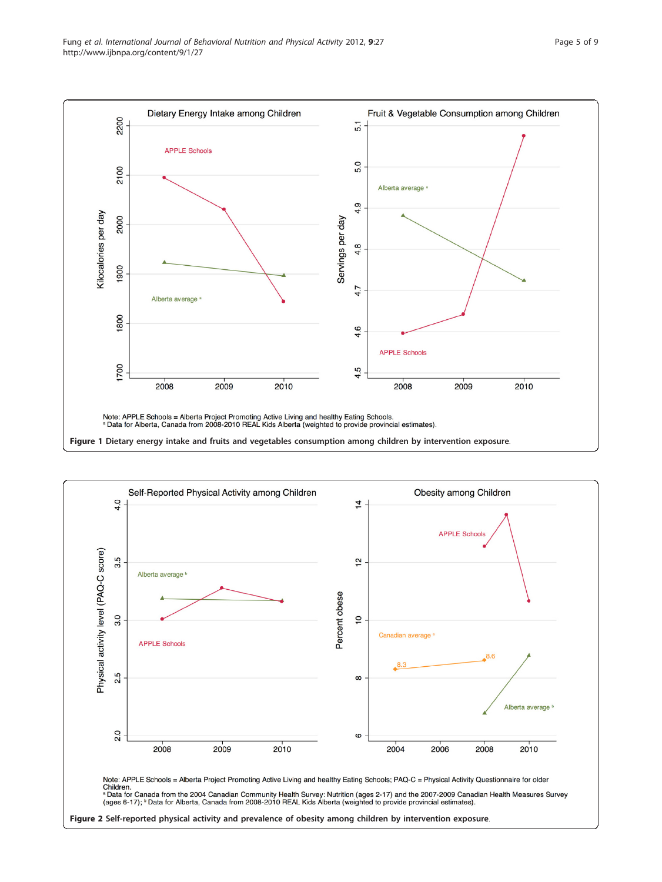Note: APPLE Schools = Alberta Project Promoting Active Living and healthy Eating Schools.
[a] Data for Alberta, Canada from 2008-2010 REAL Kids Alberta (weighted to provide provincial estimates).

**Figure 1** Dietary energy intake and fruits and vegetables consumption among children by intervention exposure.

Note: APPLE Schools = Alberta Project Promoting Active Living and healthy Eating Schools; PAQ-C = Physical Activity Questionnaire for older Children.
[a] Data for Canada from the 2004 Canadian Community Health Survey: Nutrition (ages 2-17) and the 2007-2009 Canadian Health Measures Survey (ages 6-17); [b] Data for Alberta, Canada from 2008-2010 REAL Kids Alberta (weighted to provide provincial estimates).

**Figure 2** Self-reported physical activity and prevalence of obesity among children by intervention exposure.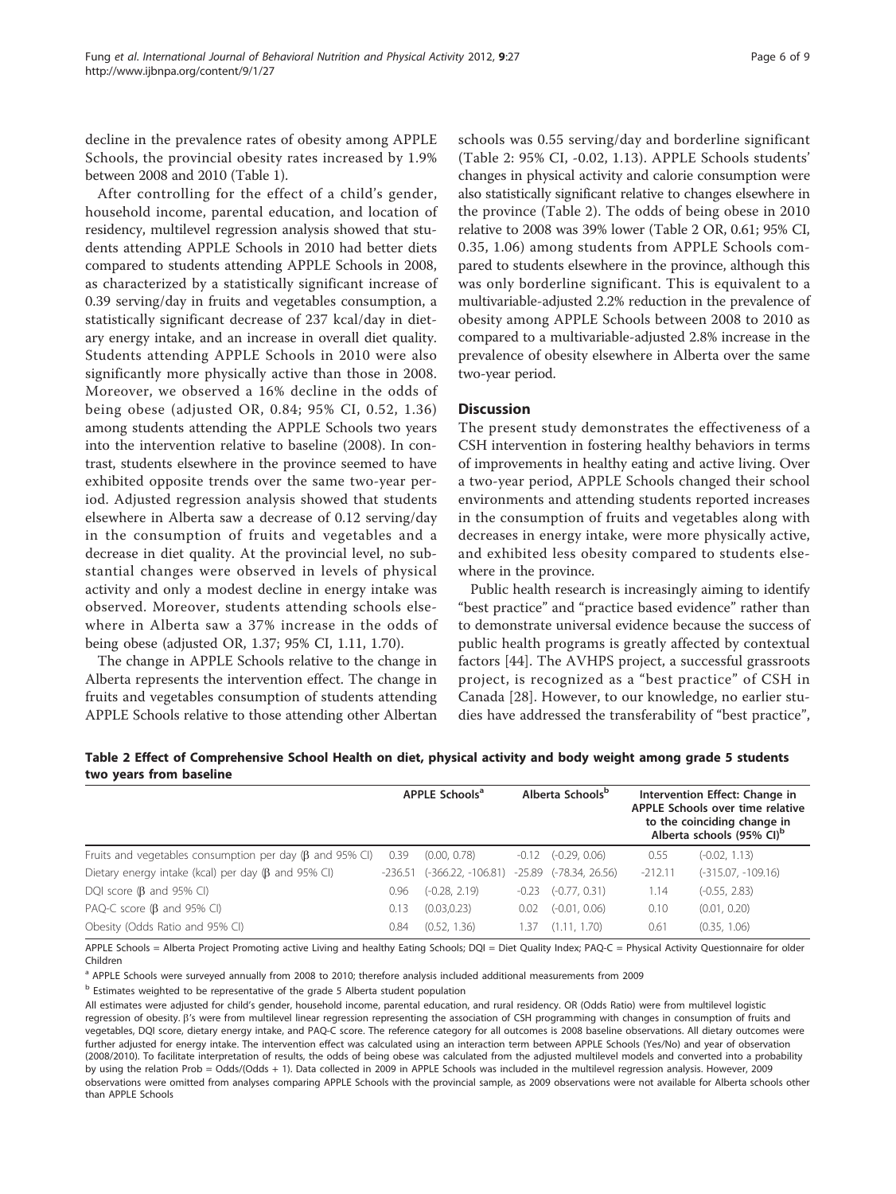decline in the prevalence rates of obesity among APPLE Schools, the provincial obesity rates increased by 1.9% between 2008 and 2010 (Table 1).

After controlling for the effect of a child's gender, household income, parental education, and location of residency, multilevel regression analysis showed that students attending APPLE Schools in 2010 had better diets compared to students attending APPLE Schools in 2008, as characterized by a statistically significant increase of 0.39 serving/day in fruits and vegetables consumption, a statistically significant decrease of 237 kcal/day in dietary energy intake, and an increase in overall diet quality. Students attending APPLE Schools in 2010 were also significantly more physically active than those in 2008. Moreover, we observed a 16% decline in the odds of being obese (adjusted OR, 0.84; 95% CI, 0.52, 1.36) among students attending the APPLE Schools two years into the intervention relative to baseline (2008). In contrast, students elsewhere in the province seemed to have exhibited opposite trends over the same two-year period. Adjusted regression analysis showed that students elsewhere in Alberta saw a decrease of 0.12 serving/day in the consumption of fruits and vegetables and a decrease in diet quality. At the provincial level, no substantial changes were observed in levels of physical activity and only a modest decline in energy intake was observed. Moreover, students attending schools elsewhere in Alberta saw a 37% increase in the odds of being obese (adjusted OR, 1.37; 95% CI, 1.11, 1.70).

The change in APPLE Schools relative to the change in Alberta represents the intervention effect. The change in fruits and vegetables consumption of students attending APPLE Schools relative to those attending other Albertan schools was 0.55 serving/day and borderline significant (Table 2: 95% CI, -0.02, 1.13). APPLE Schools students' changes in physical activity and calorie consumption were also statistically significant relative to changes elsewhere in the province (Table 2). The odds of being obese in 2010 relative to 2008 was 39% lower (Table 2 OR, 0.61; 95% CI, 0.35, 1.06) among students from APPLE Schools compared to students elsewhere in the province, although this was only borderline significant. This is equivalent to a multivariable-adjusted 2.2% reduction in the prevalence of obesity among APPLE Schools between 2008 to 2010 as compared to a multivariable-adjusted 2.8% increase in the prevalence of obesity elsewhere in Alberta over the same two-year period.

## Discussion

The present study demonstrates the effectiveness of a CSH intervention in fostering healthy behaviors in terms of improvements in healthy eating and active living. Over a two-year period, APPLE Schools changed their school environments and attending students reported increases in the consumption of fruits and vegetables along with decreases in energy intake, were more physically active, and exhibited less obesity compared to students elsewhere in the province.

Public health research is increasingly aiming to identify "best practice" and "practice based evidence" rather than to demonstrate universal evidence because the success of public health programs is greatly affected by contextual factors [44]. The AVHPS project, a successful grassroots project, is recognized as a "best practice" of CSH in Canada [28]. However, to our knowledge, no earlier studies have addressed the transferability of "best practice",

**Table 2 Effect of Comprehensive School Health on diet, physical activity and body weight among grade 5 students two years from baseline**

| | APPLE Schools[a] | | Alberta Schools[b] | | Intervention Effect: Change in APPLE Schools over time relative to the coinciding change in Alberta schools (95% CI)[b] | |
|---|---|---|---|---|---|---|
| Fruits and vegetables consumption per day (β and 95% CI) | 0.39 | (0.00, 0.78) | -0.12 | (-0.29, 0.06) | 0.55 | (-0.02, 1.13) |
| Dietary energy intake (kcal) per day (β and 95% CI) | -236.51 | (-366.22, -106.81) | -25.89 | (-78.34, 26.56) | -212.11 | (-315.07, -109.16) |
| DQI score (β and 95% CI) | 0.96 | (-0.28, 2.19) | -0.23 | (-0.77, 0.31) | 1.14 | (-0.55, 2.83) |
| PAQ-C score (β and 95% CI) | 0.13 | (0.03,0.23) | 0.02 | (-0.01, 0.06) | 0.10 | (0.01, 0.20) |
| Obesity (Odds Ratio and 95% CI) | 0.84 | (0.52, 1.36) | 1.37 | (1.11, 1.70) | 0.61 | (0.35, 1.06) |

APPLE Schools = Alberta Project Promoting active Living and healthy Eating Schools; DQI = Diet Quality Index; PAQ-C = Physical Activity Questionnaire for older Children

[a] APPLE Schools were surveyed annually from 2008 to 2010; therefore analysis included additional measurements from 2009

[b] Estimates weighted to be representative of the grade 5 Alberta student population

All estimates were adjusted for child's gender, household income, parental education, and rural residency. OR (Odds Ratio) were from multilevel logistic regression of obesity. β's were from multilevel linear regression representing the association of CSH programming with changes in consumption of fruits and vegetables, DQI score, dietary energy intake, and PAQ-C score. The reference category for all outcomes is 2008 baseline observations. All dietary outcomes were further adjusted for energy intake. The intervention effect was calculated using an interaction term between APPLE Schools (Yes/No) and year of observation (2008/2010). To facilitate interpretation of results, the odds of being obese was calculated from the adjusted multilevel models and converted into a probability by using the relation Prob = Odds/(Odds + 1). Data collected in 2009 in APPLE Schools was included in the multilevel regression analysis. However, 2009 observations were omitted from analyses comparing APPLE Schools with the provincial sample, as 2009 observations were not available for Alberta schools other than APPLE Schools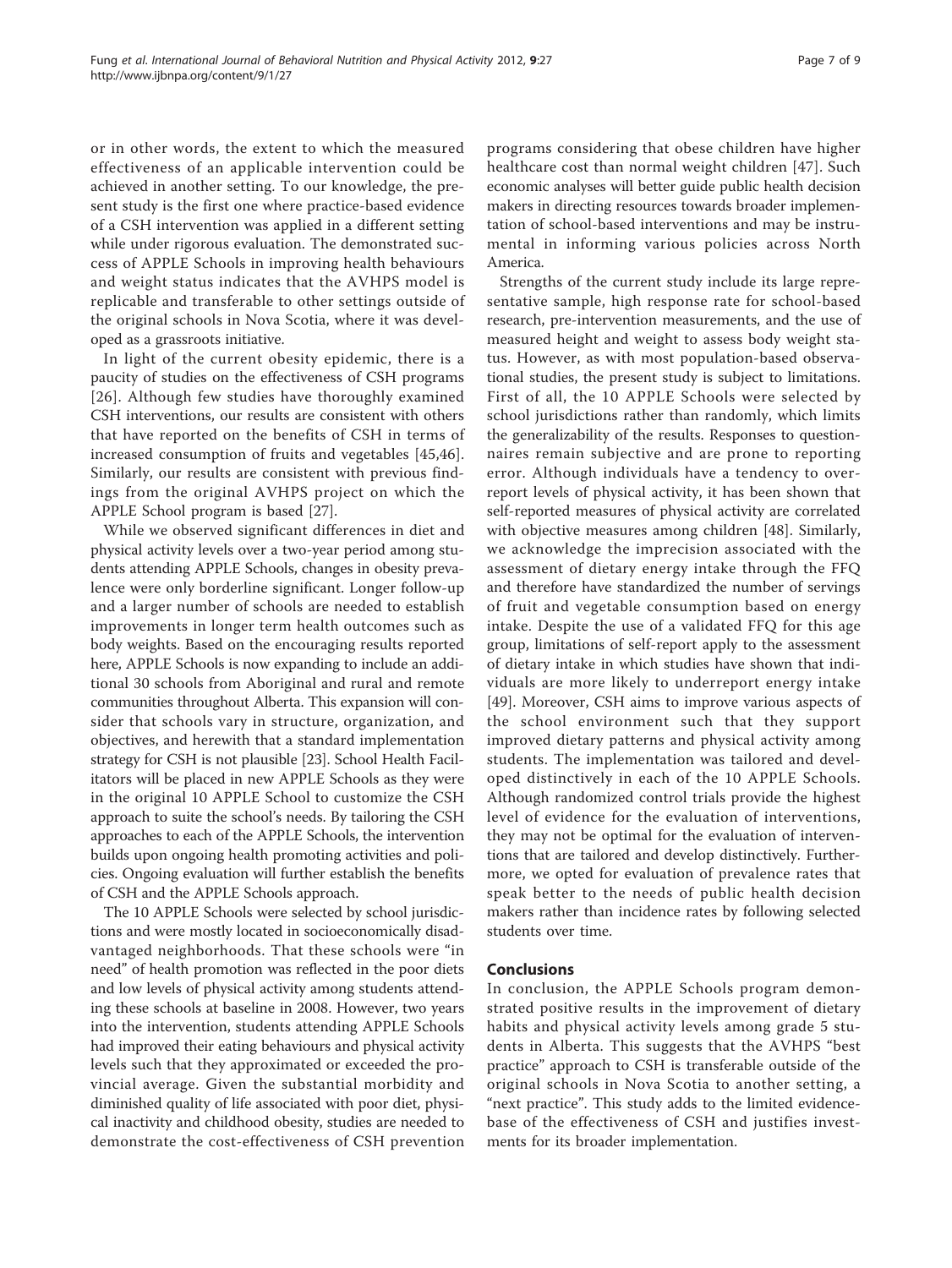or in other words, the extent to which the measured effectiveness of an applicable intervention could be achieved in another setting. To our knowledge, the present study is the first one where practice-based evidence of a CSH intervention was applied in a different setting while under rigorous evaluation. The demonstrated success of APPLE Schools in improving health behaviours and weight status indicates that the AVHPS model is replicable and transferable to other settings outside of the original schools in Nova Scotia, where it was developed as a grassroots initiative.

In light of the current obesity epidemic, there is a paucity of studies on the effectiveness of CSH programs [26]. Although few studies have thoroughly examined CSH interventions, our results are consistent with others that have reported on the benefits of CSH in terms of increased consumption of fruits and vegetables [45,46]. Similarly, our results are consistent with previous findings from the original AVHPS project on which the APPLE School program is based [27].

While we observed significant differences in diet and physical activity levels over a two-year period among students attending APPLE Schools, changes in obesity prevalence were only borderline significant. Longer follow-up and a larger number of schools are needed to establish improvements in longer term health outcomes such as body weights. Based on the encouraging results reported here, APPLE Schools is now expanding to include an additional 30 schools from Aboriginal and rural and remote communities throughout Alberta. This expansion will consider that schools vary in structure, organization, and objectives, and herewith that a standard implementation strategy for CSH is not plausible [23]. School Health Facilitators will be placed in new APPLE Schools as they were in the original 10 APPLE School to customize the CSH approach to suite the school's needs. By tailoring the CSH approaches to each of the APPLE Schools, the intervention builds upon ongoing health promoting activities and policies. Ongoing evaluation will further establish the benefits of CSH and the APPLE Schools approach.

The 10 APPLE Schools were selected by school jurisdictions and were mostly located in socioeconomically disadvantaged neighborhoods. That these schools were "in need" of health promotion was reflected in the poor diets and low levels of physical activity among students attending these schools at baseline in 2008. However, two years into the intervention, students attending APPLE Schools had improved their eating behaviours and physical activity levels such that they approximated or exceeded the provincial average. Given the substantial morbidity and diminished quality of life associated with poor diet, physical inactivity and childhood obesity, studies are needed to demonstrate the cost-effectiveness of CSH prevention programs considering that obese children have higher healthcare cost than normal weight children [47]. Such economic analyses will better guide public health decision makers in directing resources towards broader implementation of school-based interventions and may be instrumental in informing various policies across North America.

Strengths of the current study include its large representative sample, high response rate for school-based research, pre-intervention measurements, and the use of measured height and weight to assess body weight status. However, as with most population-based observational studies, the present study is subject to limitations. First of all, the 10 APPLE Schools were selected by school jurisdictions rather than randomly, which limits the generalizability of the results. Responses to questionnaires remain subjective and are prone to reporting error. Although individuals have a tendency to overreport levels of physical activity, it has been shown that self-reported measures of physical activity are correlated with objective measures among children [48]. Similarly, we acknowledge the imprecision associated with the assessment of dietary energy intake through the FFQ and therefore have standardized the number of servings of fruit and vegetable consumption based on energy intake. Despite the use of a validated FFQ for this age group, limitations of self-report apply to the assessment of dietary intake in which studies have shown that individuals are more likely to underreport energy intake [49]. Moreover, CSH aims to improve various aspects of the school environment such that they support improved dietary patterns and physical activity among students. The implementation was tailored and developed distinctively in each of the 10 APPLE Schools. Although randomized control trials provide the highest level of evidence for the evaluation of interventions, they may not be optimal for the evaluation of interventions that are tailored and develop distinctively. Furthermore, we opted for evaluation of prevalence rates that speak better to the needs of public health decision makers rather than incidence rates by following selected students over time.

## Conclusions

In conclusion, the APPLE Schools program demonstrated positive results in the improvement of dietary habits and physical activity levels among grade 5 students in Alberta. This suggests that the AVHPS "best practice" approach to CSH is transferable outside of the original schools in Nova Scotia to another setting, a "next practice". This study adds to the limited evidence-base of the effectiveness of CSH and justifies investments for its broader implementation.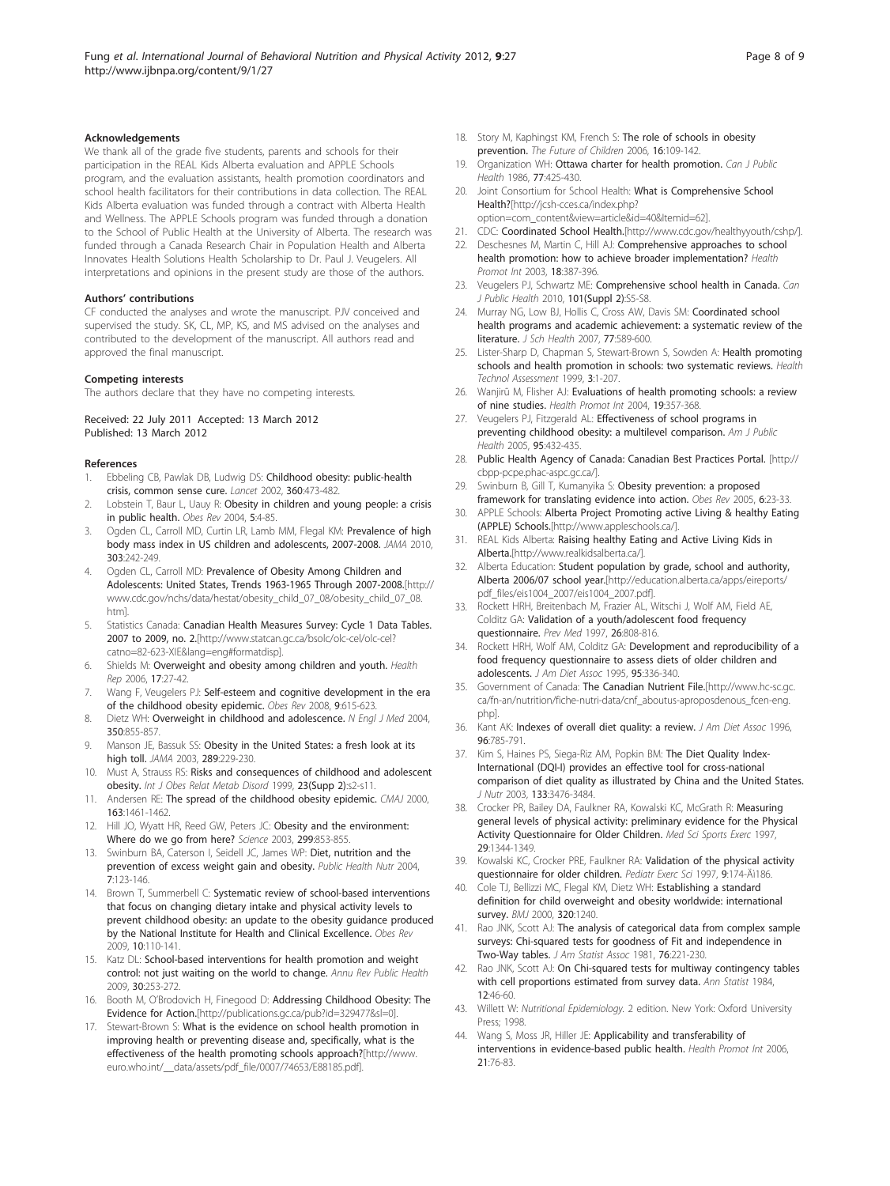### Acknowledgements

We thank all of the grade five students, parents and schools for their participation in the REAL Kids Alberta evaluation and APPLE Schools program, and the evaluation assistants, health promotion coordinators and school health facilitators for their contributions in data collection. The REAL Kids Alberta evaluation was funded through a contract with Alberta Health and Wellness. The APPLE Schools program was funded through a donation to the School of Public Health at the University of Alberta. The research was funded through a Canada Research Chair in Population Health and Alberta Innovates Health Solutions Health Scholarship to Dr. Paul J. Veugelers. All interpretations and opinions in the present study are those of the authors.

### Authors' contributions

CF conducted the analyses and wrote the manuscript. PJV conceived and supervised the study. SK, CL, MP, KS, and MS advised on the analyses and contributed to the development of the manuscript. All authors read and approved the final manuscript.

### Competing interests

The authors declare that they have no competing interests.

Received: 22 July 2011 Accepted: 13 March 2012
Published: 13 March 2012

### References

1. Ebbeling CB, Pawlak DB, Ludwig DS: **Childhood obesity: public-health crisis, common sense cure.** *Lancet* 2002, **360**:473-482.
2. Lobstein T, Baur L, Uauy R: **Obesity in children and young people: a crisis in public health.** *Obes Rev* 2004, **5**:4-85.
3. Ogden CL, Carroll MD, Curtin LR, Lamb MM, Flegal KM: **Prevalence of high body mass index in US children and adolescents, 2007-2008.** *JAMA* 2010, **303**:242-249.
4. Ogden CL, Carroll MD: **Prevalence of Obesity Among Children and Adolescents: United States, Trends 1963-1965 Through 2007-2008.**[http://www.cdc.gov/nchs/data/hestat/obesity_child_07_08/obesity_child_07_08.htm].
5. Statistics Canada: **Canadian Health Measures Survey: Cycle 1 Data Tables. 2007 to 2009, no. 2.**[http://www.statcan.gc.ca/bsolc/olc-cel/olc-cel?catno=82-623-XIE&lang=eng#formatdisp].
6. Shields M: **Overweight and obesity among children and youth.** *Health Rep* 2006, **17**:27-42.
7. Wang F, Veugelers PJ: **Self-esteem and cognitive development in the era of the childhood obesity epidemic.** *Obes Rev* 2008, **9**:615-623.
8. Dietz WH: **Overweight in childhood and adolescence.** *N Engl J Med* 2004, **350**:855-857.
9. Manson JE, Bassuk SS: **Obesity in the United States: a fresh look at its high toll.** *JAMA* 2003, **289**:229-230.
10. Must A, Strauss RS: **Risks and consequences of childhood and adolescent obesity.** *Int J Obes Relat Metab Disord* 1999, **23(Supp 2)**:s2-s11.
11. Andersen RE: **The spread of the childhood obesity epidemic.** *CMAJ* 2000, **163**:1461-1462.
12. Hill JO, Wyatt HR, Reed GW, Peters JC: **Obesity and the environment: Where do we go from here?** *Science* 2003, **299**:853-855.
13. Swinburn BA, Caterson I, Seidell JC, James WP: **Diet, nutrition and the prevention of excess weight gain and obesity.** *Public Health Nutr* 2004, **7**:123-146.
14. Brown T, Summerbell C: **Systematic review of school-based interventions that focus on changing dietary intake and physical activity levels to prevent childhood obesity: an update to the obesity guidance produced by the National Institute for Health and Clinical Excellence.** *Obes Rev* 2009, **10**:110-141.
15. Katz DL: **School-based interventions for health promotion and weight control: not just waiting on the world to change.** *Annu Rev Public Health* 2009, **30**:253-272.
16. Booth M, O'Brodovich H, Finegood D: **Addressing Childhood Obesity: The Evidence for Action.**[http://publications.gc.ca/pub?id=329477&sl=0].
17. Stewart-Brown S: **What is the evidence on school health promotion in improving health or preventing disease and, specifically, what is the effectiveness of the health promoting schools approach?**[http://www.euro.who.int/__data/assets/pdf_file/0007/74653/E88185.pdf].
18. Story M, Kaphingst KM, French S: **The role of schools in obesity prevention.** *The Future of Children* 2006, **16**:109-142.
19. Organization WH: **Ottawa charter for health promotion.** *Can J Public Health* 1986, **77**:425-430.
20. Joint Consortium for School Health: **What is Comprehensive School Health?**[http://jcsh-cces.ca/index.php?option=com_content&view=article&id=40&Itemid=62].
21. CDC: **Coordinated School Health.**[http://www.cdc.gov/healthyyouth/cshp/].
22. Deschesnes M, Martin C, Hill AJ: **Comprehensive approaches to school health promotion: how to achieve broader implementation?** *Health Promot Int* 2003, **18**:387-396.
23. Veugelers PJ, Schwartz ME: **Comprehensive school health in Canada.** *Can J Public Health* 2010, **101(Suppl 2)**:S5-S8.
24. Murray NG, Low BJ, Hollis C, Cross AW, Davis SM: **Coordinated school health programs and academic achievement: a systematic review of the literature.** *J Sch Health* 2007, **77**:589-600.
25. Lister-Sharp D, Chapman S, Stewart-Brown S, Sowden A: **Health promoting schools and health promotion in schools: two systematic reviews.** *Health Technol Assessment* 1999, **3**:1-207.
26. Wanjirū M, Flisher AJ: **Evaluations of health promoting schools: a review of nine studies.** *Health Promot Int* 2004, **19**:357-368.
27. Veugelers PJ, Fitzgerald AL: **Effectiveness of school programs in preventing childhood obesity: a multilevel comparison.** *Am J Public Health* 2005, **95**:432-435.
28. Public Health Agency of Canada: **Canadian Best Practices Portal.** [http://cbpp-pcpe.phac-aspc.gc.ca/].
29. Swinburn B, Gill T, Kumanyika S: **Obesity prevention: a proposed framework for translating evidence into action.** *Obes Rev* 2005, **6**:23-33.
30. APPLE Schools: **Alberta Project Promoting active Living & healthy Eating (APPLE) Schools.**[http://www.appleschools.ca/].
31. REAL Kids Alberta: **Raising healthy Eating and Active Living Kids in Alberta.**[http://www.realkidsalberta.ca/].
32. Alberta Education: **Student population by grade, school and authority, Alberta 2006/07 school year.**[http://education.alberta.ca/apps/eireports/pdf_files/eis1004_2007/eis1004_2007.pdf].
33. Rockett HRH, Breitenbach M, Frazier AL, Witschi J, Wolf AM, Field AE, Colditz GA: **Validation of a youth/adolescent food frequency questionnaire.** *Prev Med* 1997, **26**:808-816.
34. Rockett HRH, Wolf AM, Colditz GA: **Development and reproducibility of a food frequency questionnaire to assess diets of older children and adolescents.** *J Am Diet Assoc* 1995, **95**:336-340.
35. Government of Canada: **The Canadian Nutrient File.**[http://www.hc-sc.gc.ca/fn-an/nutrition/fiche-nutri-data/cnf_aboutus-aproposdenous_fcen-eng.php].
36. Kant AK: **Indexes of overall diet quality: a review.** *J Am Diet Assoc* 1996, **96**:785-791.
37. Kim S, Haines PS, Siega-Riz AM, Popkin BM: **The Diet Quality Index-International (DQI-I) provides an effective tool for cross-national comparison of diet quality as illustrated by China and the United States.** *J Nutr* 2003, **133**:3476-3484.
38. Crocker PR, Bailey DA, Faulkner RA, Kowalski KC, McGrath R: **Measuring general levels of physical activity: preliminary evidence for the Physical Activity Questionnaire for Older Children.** *Med Sci Sports Exerc* 1997, **29**:1344-1349.
39. Kowalski KC, Crocker PRE, Faulkner RA: **Validation of the physical activity questionnaire for older children.** *Pediatr Exerc Sci* 1997, **9**:174-Äì186.
40. Cole TJ, Bellizzi MC, Flegal KM, Dietz WH: **Establishing a standard definition for child overweight and obesity worldwide: international survey.** *BMJ* 2000, **320**:1240.
41. Rao JNK, Scott AJ: **The analysis of categorical data from complex sample surveys: Chi-squared tests for goodness of Fit and independence in Two-Way tables.** *J Am Statist Assoc* 1981, **76**:221-230.
42. Rao JNK, Scott AJ: **On Chi-squared tests for multiway contingency tables with cell proportions estimated from survey data.** *Ann Statist* 1984, **12**:46-60.
43. Willett W: *Nutritional Epidemiology.* 2 edition. New York: Oxford University Press; 1998.
44. Wang S, Moss JR, Hiller JE: **Applicability and transferability of interventions in evidence-based public health.** *Health Promot Int* 2006, **21**:76-83.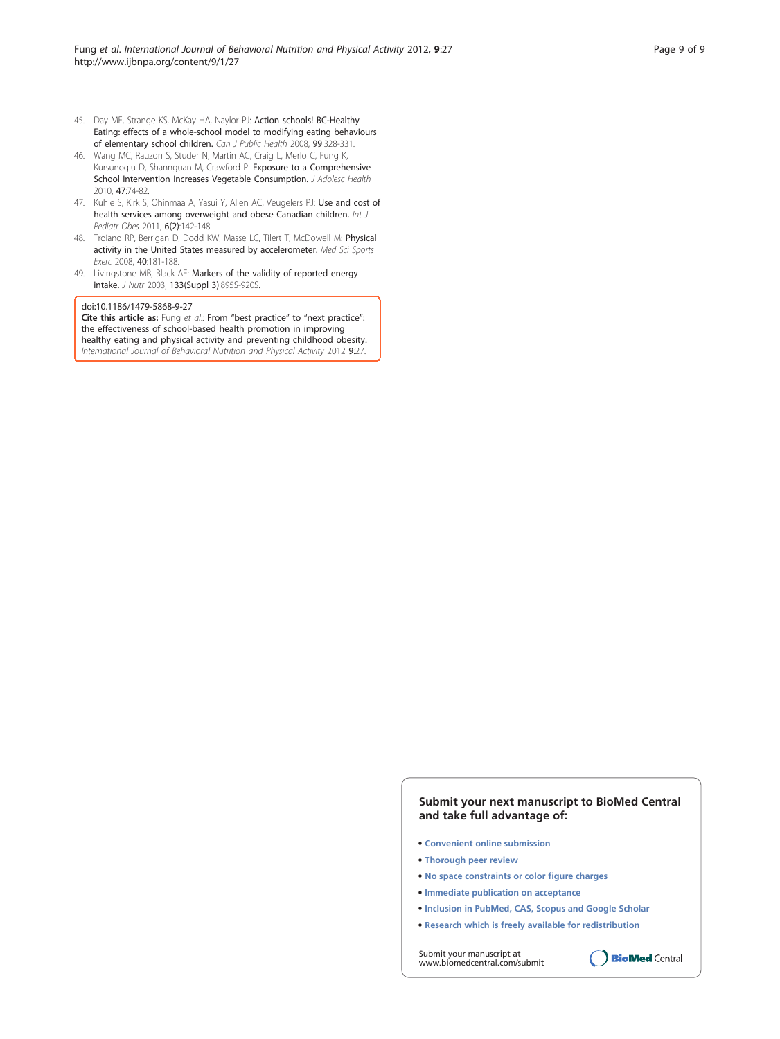45. Day ME, Strange KS, McKay HA, Naylor PJ: **Action schools! BC-Healthy Eating: effects of a whole-school model to modifying eating behaviours of elementary school children.** *Can J Public Health* 2008, **99**:328-331.
46. Wang MC, Rauzon S, Studer N, Martin AC, Craig L, Merlo C, Fung K, Kursunoglu D, Shannguan M, Crawford P: **Exposure to a Comprehensive School Intervention Increases Vegetable Consumption.** *J Adolesc Health* 2010, **47**:74-82.
47. Kuhle S, Kirk S, Ohinmaa A, Yasui Y, Allen AC, Veugelers PJ: **Use and cost of health services among overweight and obese Canadian children.** *Int J Pediatr Obes* 2011, **6(2)**:142-148.
48. Troiano RP, Berrigan D, Dodd KW, Masse LC, Tilert T, McDowell M: **Physical activity in the United States measured by accelerometer.** *Med Sci Sports Exerc* 2008, **40**:181-188.
49. Livingstone MB, Black AE: **Markers of the validity of reported energy intake.** *J Nutr* 2003, **133(Suppl 3)**:895S-920S.

doi:10.1186/1479-5868-9-27

**Cite this article as:** Fung *et al.*: From "best practice" to "next practice": the effectiveness of school-based health promotion in improving healthy eating and physical activity and preventing childhood obesity. *International Journal of Behavioral Nutrition and Physical Activity* 2012 **9**:27.

**Submit your next manuscript to BioMed Central and take full advantage of:**

- Convenient online submission
- Thorough peer review
- No space constraints or color figure charges
- Immediate publication on acceptance
- Inclusion in PubMed, CAS, Scopus and Google Scholar
- Research which is freely available for redistribution

Submit your manuscript at www.biomedcentral.com/submit

BioMed Central